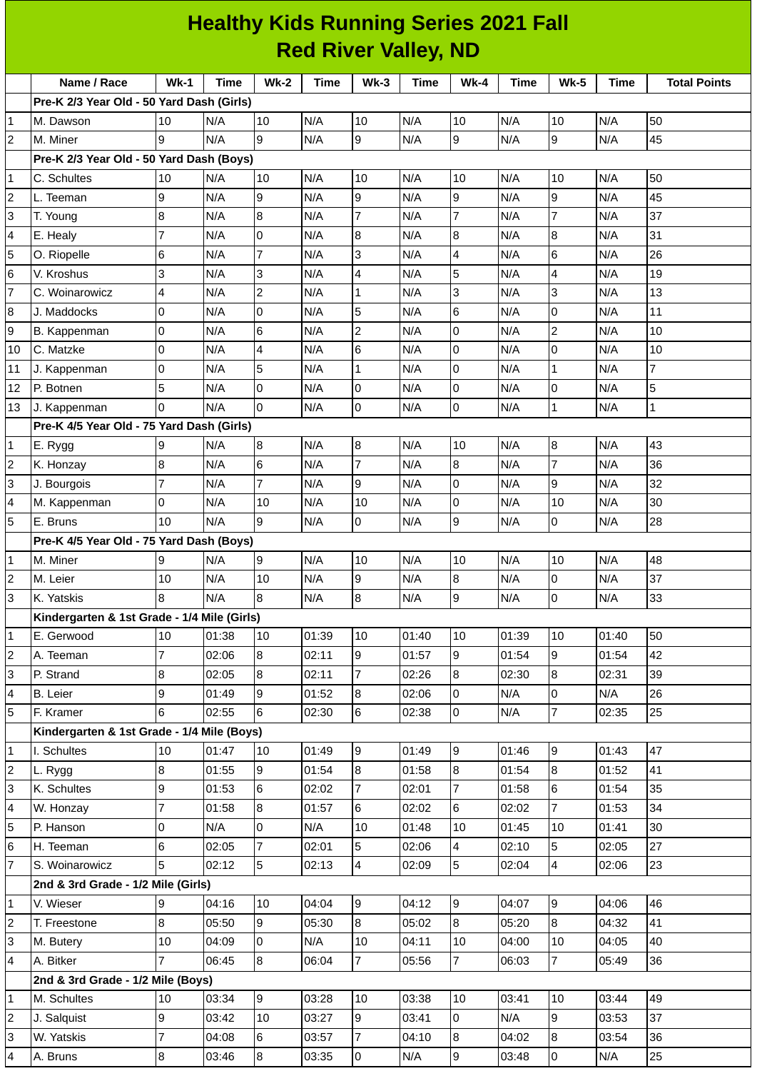# Healthy Kids Running Series 2021 Fall
## Red River Valley, ND

| | Name / Race | Wk-1 | Time | Wk-2 | Time | Wk-3 | Time | Wk-4 | Time | Wk-5 | Time | Total Points |
|---|---|---|---|---|---|---|---|---|---|---|---|---|
| | **Pre-K 2/3 Year Old - 50 Yard Dash (Girls)** | | | | | | | | | | | |
| 1 | M. Dawson | 10 | N/A | 10 | N/A | 10 | N/A | 10 | N/A | 10 | N/A | 50 |
| 2 | M. Miner | 9 | N/A | 9 | N/A | 9 | N/A | 9 | N/A | 9 | N/A | 45 |
| | **Pre-K 2/3 Year Old - 50 Yard Dash (Boys)** | | | | | | | | | | | |
| 1 | C. Schultes | 10 | N/A | 10 | N/A | 10 | N/A | 10 | N/A | 10 | N/A | 50 |
| 2 | L. Teeman | 9 | N/A | 9 | N/A | 9 | N/A | 9 | N/A | 9 | N/A | 45 |
| 3 | T. Young | 8 | N/A | 8 | N/A | 7 | N/A | 7 | N/A | 7 | N/A | 37 |
| 4 | E. Healy | 7 | N/A | 0 | N/A | 8 | N/A | 8 | N/A | 8 | N/A | 31 |
| 5 | O. Riopelle | 6 | N/A | 7 | N/A | 3 | N/A | 4 | N/A | 6 | N/A | 26 |
| 6 | V. Kroshus | 3 | N/A | 3 | N/A | 4 | N/A | 5 | N/A | 4 | N/A | 19 |
| 7 | C. Woinarowicz | 4 | N/A | 2 | N/A | 1 | N/A | 3 | N/A | 3 | N/A | 13 |
| 8 | J. Maddocks | 0 | N/A | 0 | N/A | 5 | N/A | 6 | N/A | 0 | N/A | 11 |
| 9 | B. Kappenman | 0 | N/A | 6 | N/A | 2 | N/A | 0 | N/A | 2 | N/A | 10 |
| 10 | C. Matzke | 0 | N/A | 4 | N/A | 6 | N/A | 0 | N/A | 0 | N/A | 10 |
| 11 | J. Kappenman | 0 | N/A | 5 | N/A | 1 | N/A | 0 | N/A | 1 | N/A | 7 |
| 12 | P. Botnen | 5 | N/A | 0 | N/A | 0 | N/A | 0 | N/A | 0 | N/A | 5 |
| 13 | J. Kappenman | 0 | N/A | 0 | N/A | 0 | N/A | 0 | N/A | 1 | N/A | 1 |
| | **Pre-K 4/5 Year Old - 75 Yard Dash (Girls)** | | | | | | | | | | | |
| 1 | E. Rygg | 9 | N/A | 8 | N/A | 8 | N/A | 10 | N/A | 8 | N/A | 43 |
| 2 | K. Honzay | 8 | N/A | 6 | N/A | 7 | N/A | 8 | N/A | 7 | N/A | 36 |
| 3 | J. Bourgois | 7 | N/A | 7 | N/A | 9 | N/A | 0 | N/A | 9 | N/A | 32 |
| 4 | M. Kappenman | 0 | N/A | 10 | N/A | 10 | N/A | 0 | N/A | 10 | N/A | 30 |
| 5 | E. Bruns | 10 | N/A | 9 | N/A | 0 | N/A | 9 | N/A | 0 | N/A | 28 |
| | **Pre-K 4/5 Year Old - 75 Yard Dash (Boys)** | | | | | | | | | | | |
| 1 | M. Miner | 9 | N/A | 9 | N/A | 10 | N/A | 10 | N/A | 10 | N/A | 48 |
| 2 | M. Leier | 10 | N/A | 10 | N/A | 9 | N/A | 8 | N/A | 0 | N/A | 37 |
| 3 | K. Yatskis | 8 | N/A | 8 | N/A | 8 | N/A | 9 | N/A | 0 | N/A | 33 |
| | **Kindergarten & 1st Grade - 1/4 Mile (Girls)** | | | | | | | | | | | |
| 1 | E. Gerwood | 10 | 01:38 | 10 | 01:39 | 10 | 01:40 | 10 | 01:39 | 10 | 01:40 | 50 |
| 2 | A. Teeman | 7 | 02:06 | 8 | 02:11 | 9 | 01:57 | 9 | 01:54 | 9 | 01:54 | 42 |
| 3 | P. Strand | 8 | 02:05 | 8 | 02:11 | 7 | 02:26 | 8 | 02:30 | 8 | 02:31 | 39 |
| 4 | B. Leier | 9 | 01:49 | 9 | 01:52 | 8 | 02:06 | 0 | N/A | 0 | N/A | 26 |
| 5 | F. Kramer | 6 | 02:55 | 6 | 02:30 | 6 | 02:38 | 0 | N/A | 7 | 02:35 | 25 |
| | **Kindergarten & 1st Grade - 1/4 Mile (Boys)** | | | | | | | | | | | |
| 1 | I. Schultes | 10 | 01:47 | 10 | 01:49 | 9 | 01:49 | 9 | 01:46 | 9 | 01:43 | 47 |
| 2 | L. Rygg | 8 | 01:55 | 9 | 01:54 | 8 | 01:58 | 8 | 01:54 | 8 | 01:52 | 41 |
| 3 | K. Schultes | 9 | 01:53 | 6 | 02:02 | 7 | 02:01 | 7 | 01:58 | 6 | 01:54 | 35 |
| 4 | W. Honzay | 7 | 01:58 | 8 | 01:57 | 6 | 02:02 | 6 | 02:02 | 7 | 01:53 | 34 |
| 5 | P. Hanson | 0 | N/A | 0 | N/A | 10 | 01:48 | 10 | 01:45 | 10 | 01:41 | 30 |
| 6 | H. Teeman | 6 | 02:05 | 7 | 02:01 | 5 | 02:06 | 4 | 02:10 | 5 | 02:05 | 27 |
| 7 | S. Woinarowicz | 5 | 02:12 | 5 | 02:13 | 4 | 02:09 | 5 | 02:04 | 4 | 02:06 | 23 |
| | **2nd & 3rd Grade - 1/2 Mile (Girls)** | | | | | | | | | | | |
| 1 | V. Wieser | 9 | 04:16 | 10 | 04:04 | 9 | 04:12 | 9 | 04:07 | 9 | 04:06 | 46 |
| 2 | T. Freestone | 8 | 05:50 | 9 | 05:30 | 8 | 05:02 | 8 | 05:20 | 8 | 04:32 | 41 |
| 3 | M. Butery | 10 | 04:09 | 0 | N/A | 10 | 04:11 | 10 | 04:00 | 10 | 04:05 | 40 |
| 4 | A. Bitker | 7 | 06:45 | 8 | 06:04 | 7 | 05:56 | 7 | 06:03 | 7 | 05:49 | 36 |
| | **2nd & 3rd Grade - 1/2 Mile (Boys)** | | | | | | | | | | | |
| 1 | M. Schultes | 10 | 03:34 | 9 | 03:28 | 10 | 03:38 | 10 | 03:41 | 10 | 03:44 | 49 |
| 2 | J. Salquist | 9 | 03:42 | 10 | 03:27 | 9 | 03:41 | 0 | N/A | 9 | 03:53 | 37 |
| 3 | W. Yatskis | 7 | 04:08 | 6 | 03:57 | 7 | 04:10 | 8 | 04:02 | 8 | 03:54 | 36 |
| 4 | A. Bruns | 8 | 03:46 | 8 | 03:35 | 0 | N/A | 9 | 03:48 | 0 | N/A | 25 |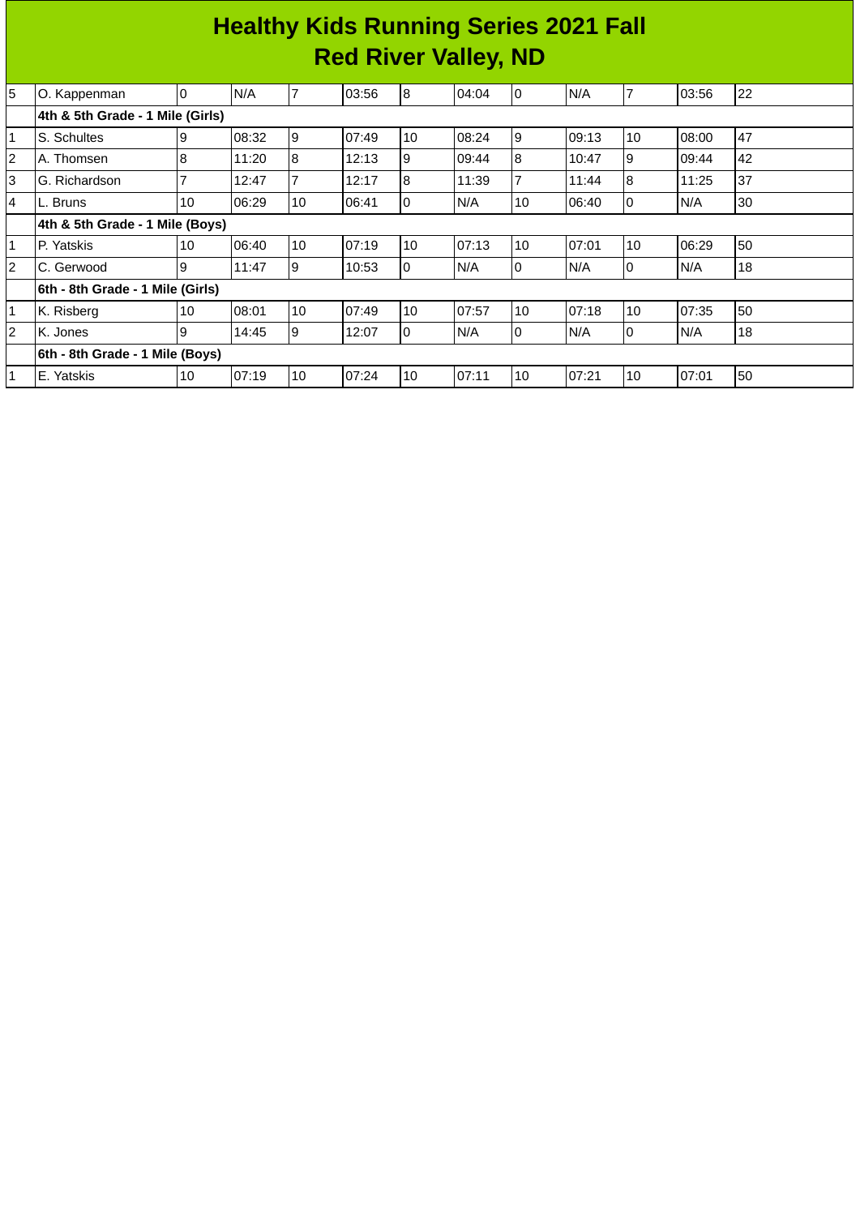# Healthy Kids Running Series 2021 Fall
## Red River Valley, ND

| | | | | | | | | | | | | |
|---|---|---|---|---|---|---|---|---|---|---|---|---|
| 5 | O. Kappenman | 0 | N/A | 7 | 03:56 | 8 | 04:04 | 0 | N/A | 7 | 03:56 | 22 |
| | **4th & 5th Grade - 1 Mile (Girls)** | | | | | | | | | | | |
| 1 | S. Schultes | 9 | 08:32 | 9 | 07:49 | 10 | 08:24 | 9 | 09:13 | 10 | 08:00 | 47 |
| 2 | A. Thomsen | 8 | 11:20 | 8 | 12:13 | 9 | 09:44 | 8 | 10:47 | 9 | 09:44 | 42 |
| 3 | G. Richardson | 7 | 12:47 | 7 | 12:17 | 8 | 11:39 | 7 | 11:44 | 8 | 11:25 | 37 |
| 4 | L. Bruns | 10 | 06:29 | 10 | 06:41 | 0 | N/A | 10 | 06:40 | 0 | N/A | 30 |
| | **4th & 5th Grade - 1 Mile (Boys)** | | | | | | | | | | | |
| 1 | P. Yatskis | 10 | 06:40 | 10 | 07:19 | 10 | 07:13 | 10 | 07:01 | 10 | 06:29 | 50 |
| 2 | C. Gerwood | 9 | 11:47 | 9 | 10:53 | 0 | N/A | 0 | N/A | 0 | N/A | 18 |
| | **6th - 8th Grade - 1 Mile (Girls)** | | | | | | | | | | | |
| 1 | K. Risberg | 10 | 08:01 | 10 | 07:49 | 10 | 07:57 | 10 | 07:18 | 10 | 07:35 | 50 |
| 2 | K. Jones | 9 | 14:45 | 9 | 12:07 | 0 | N/A | 0 | N/A | 0 | N/A | 18 |
| | **6th - 8th Grade - 1 Mile (Boys)** | | | | | | | | | | | |
| 1 | E. Yatskis | 10 | 07:19 | 10 | 07:24 | 10 | 07:11 | 10 | 07:21 | 10 | 07:01 | 50 |